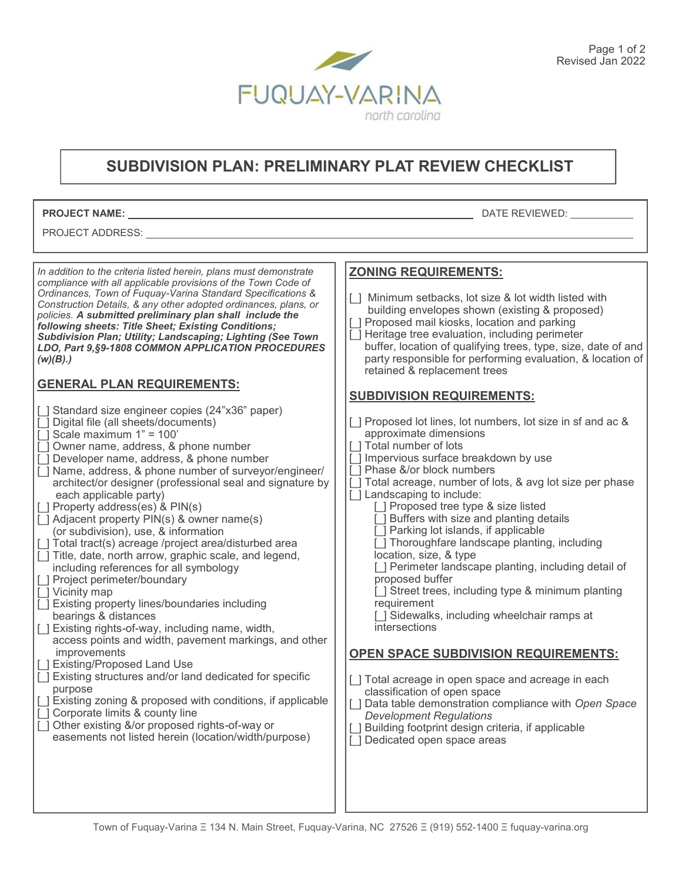FUQUAY-VARINA

north carolina

Revised Jan 2022

# SUBDIVISION PLAN: PRELIMINARY PLAT REVIEW CHECKLIST

**PROJECT NAME:** ______________________ DATE REVIEWED: ____________

PROJECT ADDRESS: ______________________

*In addition to the criteria listed herein, plans must demonstrate compliance with all applicable provisions of the Town Code of Ordinances, Town of Fuquay-Varina Standard Specifications & Construction Details, & any other adopted ordinances, plans, or policies.* ***A submitted preliminary plan shall include the following sheets: Title Sheet; Existing Conditions; Subdivision Plan; Utility; Landscaping; Lighting (See Town LDO, Part 9,§9-1808 COMMON APPLICATION PROCEDURES (w)(B).)***

## GENERAL PLAN REQUIREMENTS:

- [ ] Standard size engineer copies (24"x36" paper)
- [ ] Digital file (all sheets/documents)
- [ ] Scale maximum 1" = 100'
- [ ] Owner name, address, & phone number
- [ ] Developer name, address, & phone number
- [ ] Name, address, & phone number of surveyor/engineer/ architect/or designer (professional seal and signature by each applicable party)
- [ ] Property address(es) & PIN(s)
- [ ] Adjacent property PIN(s) & owner name(s) (or subdivision), use, & information
- [ ] Total tract(s) acreage /project area/disturbed area
- [ ] Title, date, north arrow, graphic scale, and legend, including references for all symbology
- [ ] Project perimeter/boundary
- [ ] Vicinity map
- [ ] Existing property lines/boundaries including bearings & distances
- [ ] Existing rights-of-way, including name, width, access points and width, pavement markings, and other improvements
- [ ] Existing/Proposed Land Use
- [ ] Existing structures and/or land dedicated for specific purpose
- [ ] Existing zoning & proposed with conditions, if applicable
- [ ] Corporate limits & county line
- [ ] Other existing &/or proposed rights-of-way or easements not listed herein (location/width/purpose)

## ZONING REQUIREMENTS:

- [ ] Minimum setbacks, lot size & lot width listed with building envelopes shown (existing & proposed)
- [ ] Proposed mail kiosks, location and parking
- [ ] Heritage tree evaluation, including perimeter buffer, location of qualifying trees, type, size, date of and party responsible for performing evaluation, & location of retained & replacement trees

## SUBDIVISION REQUIREMENTS:

- [ ] Proposed lot lines, lot numbers, lot size in sf and ac & approximate dimensions
- [ ] Total number of lots
- [ ] Impervious surface breakdown by use
- [ ] Phase &/or block numbers
- [ ] Total acreage, number of lots, & avg lot size per phase
- [ ] Landscaping to include:
  - [ ] Proposed tree type & size listed
  - [ ] Buffers with size and planting details
  - [ ] Parking lot islands, if applicable
  - [ ] Thoroughfare landscape planting, including location, size, & type
  - [ ] Perimeter landscape planting, including detail of proposed buffer
  - [ ] Street trees, including type & minimum planting requirement
  - [ ] Sidewalks, including wheelchair ramps at intersections

## OPEN SPACE SUBDIVISION REQUIREMENTS:

- [ ] Total acreage in open space and acreage in each classification of open space
- [ ] Data table demonstration compliance with *Open Space Development Regulations*
- [ ] Building footprint design criteria, if applicable
- [ ] Dedicated open space areas

Town of Fuquay-Varina Ξ 134 N. Main Street, Fuquay-Varina, NC 27526 Ξ (919) 552-1400 Ξ fuquay-varina.org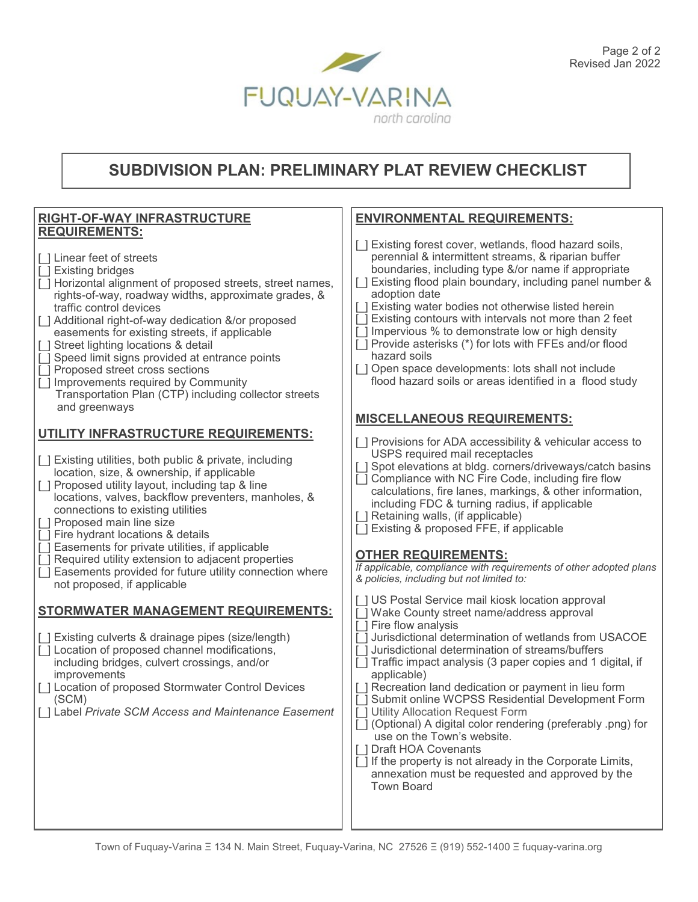FUQUAY-VARINA
north carolina

# SUBDIVISION PLAN: PRELIMINARY PLAT REVIEW CHECKLIST

## RIGHT-OF-WAY INFRASTRUCTURE REQUIREMENTS:

- [ ] Linear feet of streets
- [ ] Existing bridges
- [ ] Horizontal alignment of proposed streets, street names, rights-of-way, roadway widths, approximate grades, & traffic control devices
- [ ] Additional right-of-way dedication &/or proposed easements for existing streets, if applicable
- [ ] Street lighting locations & detail
- [ ] Speed limit signs provided at entrance points
- [ ] Proposed street cross sections
- [ ] Improvements required by Community Transportation Plan (CTP) including collector streets and greenways

## UTILITY INFRASTRUCTURE REQUIREMENTS:

- [ ] Existing utilities, both public & private, including location, size, & ownership, if applicable
- [ ] Proposed utility layout, including tap & line locations, valves, backflow preventers, manholes, & connections to existing utilities
- [ ] Proposed main line size
- [ ] Fire hydrant locations & details
- [ ] Easements for private utilities, if applicable
- [ ] Required utility extension to adjacent properties
- [ ] Easements provided for future utility connection where not proposed, if applicable

## STORMWATER MANAGEMENT REQUIREMENTS:

- [ ] Existing culverts & drainage pipes (size/length)
- [ ] Location of proposed channel modifications, including bridges, culvert crossings, and/or improvements
- [ ] Location of proposed Stormwater Control Devices (SCM)
- [ ] Label *Private SCM Access and Maintenance Easement*

## ENVIRONMENTAL REQUIREMENTS:

- [ ] Existing forest cover, wetlands, flood hazard soils, perennial & intermittent streams, & riparian buffer boundaries, including type &/or name if appropriate
- [ ] Existing flood plain boundary, including panel number & adoption date
- [ ] Existing water bodies not otherwise listed herein
- [ ] Existing contours with intervals not more than 2 feet
- [ ] Impervious % to demonstrate low or high density
- [ ] Provide asterisks (*) for lots with FFEs and/or flood hazard soils
- [ ] Open space developments: lots shall not include flood hazard soils or areas identified in a flood study

## MISCELLANEOUS REQUIREMENTS:

- [ ] Provisions for ADA accessibility & vehicular access to USPS required mail receptacles
- [ ] Spot elevations at bldg. corners/driveways/catch basins
- [ ] Compliance with NC Fire Code, including fire flow calculations, fire lanes, markings, & other information, including FDC & turning radius, if applicable
- [ ] Retaining walls, (if applicable)
- [ ] Existing & proposed FFE, if applicable

## OTHER REQUIREMENTS:

*If applicable, compliance with requirements of other adopted plans & policies, including but not limited to:*

- [ ] US Postal Service mail kiosk location approval
- [ ] Wake County street name/address approval
- [ ] Fire flow analysis
- [ ] Jurisdictional determination of wetlands from USACOE
- [ ] Jurisdictional determination of streams/buffers
- [ ] Traffic impact analysis (3 paper copies and 1 digital, if applicable)
- [ ] Recreation land dedication or payment in lieu form
- [ ] Submit online WCPSS Residential Development Form
- [ ] Utility Allocation Request Form
- [ ] (Optional) A digital color rendering (preferably .png) for use on the Town's website.
- [ ] Draft HOA Covenants
- [ ] If the property is not already in the Corporate Limits, annexation must be requested and approved by the Town Board

Town of Fuquay-Varina Ξ 134 N. Main Street, Fuquay-Varina, NC 27526 Ξ (919) 552-1400 Ξ fuquay-varina.org